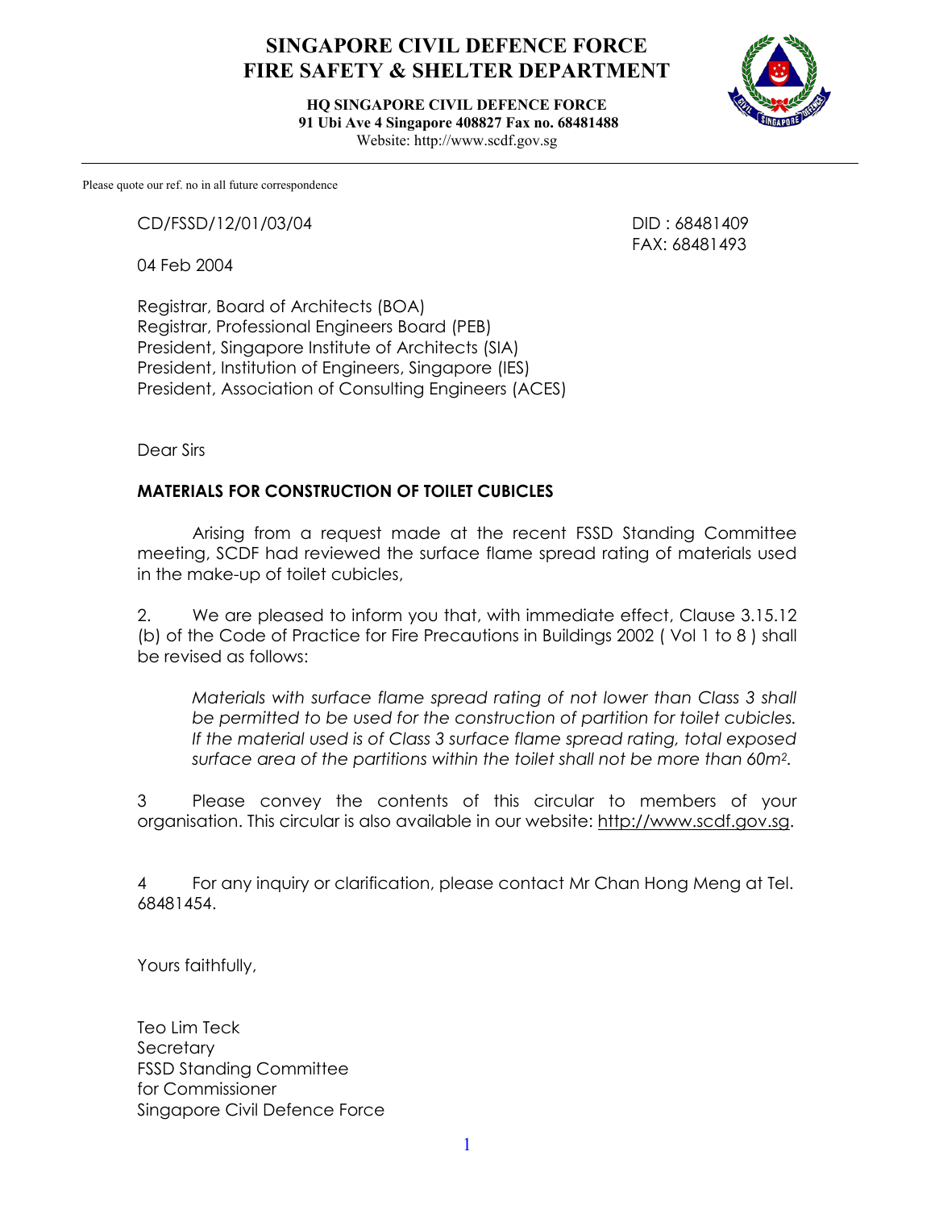# SINGAPORE CIVIL DEFENCE FORCE
# FIRE SAFETY & SHELTER DEPARTMENT

**HQ SINGAPORE CIVIL DEFENCE FORCE**
**91 Ubi Ave 4 Singapore 408827 Fax no. 68481488**
Website: http://www.scdf.gov.sg

Please quote our ref. no in all future correspondence

CD/FSSD/12/01/03/04

DID : 68481409
FAX: 68481493

04 Feb 2004

Registrar, Board of Architects (BOA)
Registrar, Professional Engineers Board (PEB)
President, Singapore Institute of Architects (SIA)
President, Institution of Engineers, Singapore (IES)
President, Association of Consulting Engineers (ACES)

Dear Sirs

**MATERIALS FOR CONSTRUCTION OF TOILET CUBICLES**

Arising from a request made at the recent FSSD Standing Committee meeting, SCDF had reviewed the surface flame spread rating of materials used in the make-up of toilet cubicles,

2. We are pleased to inform you that, with immediate effect, Clause 3.15.12 (b) of the Code of Practice for Fire Precautions in Buildings 2002 ( Vol 1 to 8 ) shall be revised as follows:

> *Materials with surface flame spread rating of not lower than Class 3 shall be permitted to be used for the construction of partition for toilet cubicles. If the material used is of Class 3 surface flame spread rating, total exposed surface area of the partitions within the toilet shall not be more than 60m$^2$.*

3 Please convey the contents of this circular to members of your organisation. This circular is also available in our website: http://www.scdf.gov.sg.

4 For any inquiry or clarification, please contact Mr Chan Hong Meng at Tel. 68481454.

Yours faithfully,

Teo Lim Teck
Secretary
FSSD Standing Committee
for Commissioner
Singapore Civil Defence Force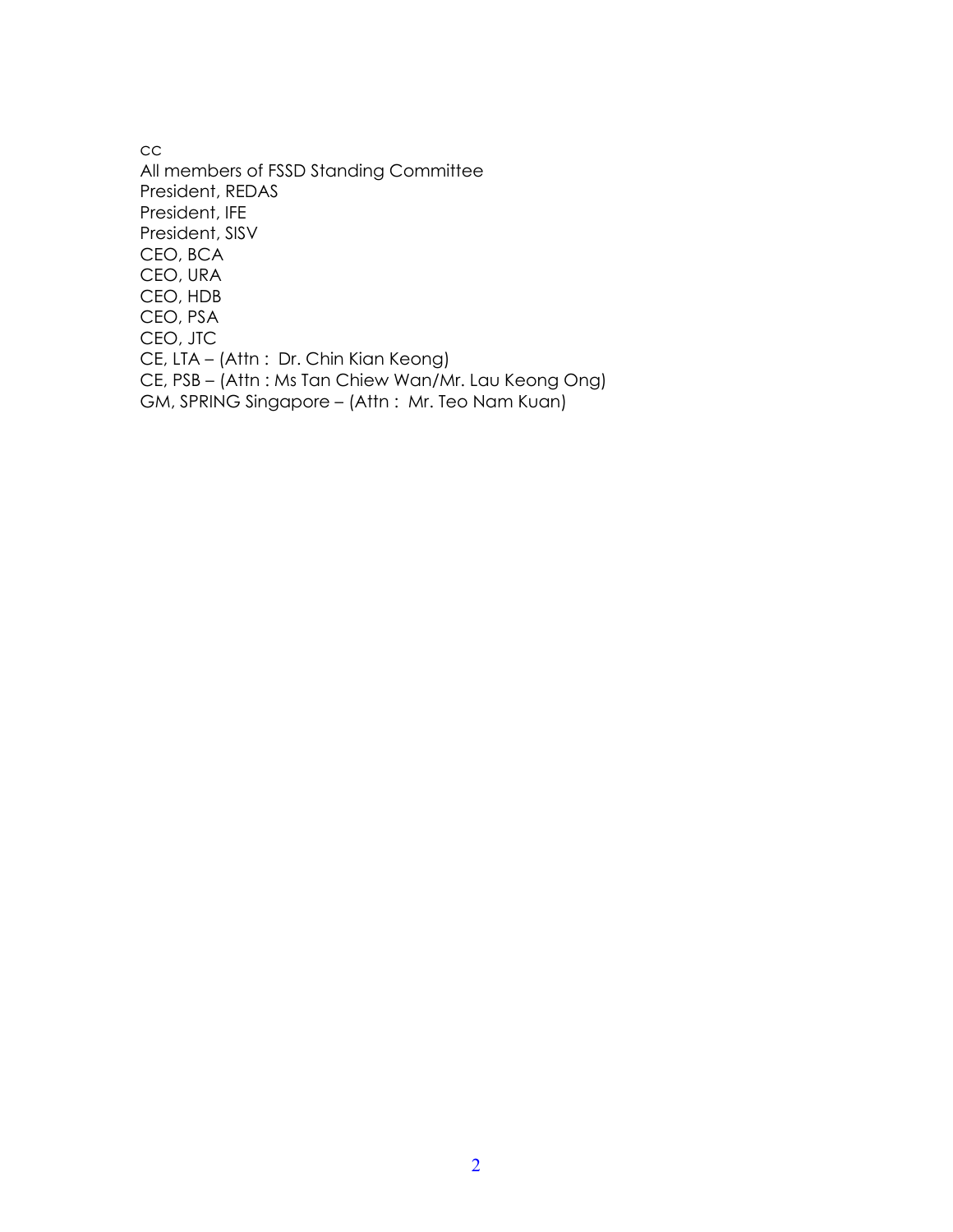cc

All members of FSSD Standing Committee
President, REDAS
President, IFE
President, SISV
CEO, BCA
CEO, URA
CEO, HDB
CEO, PSA
CEO, JTC
CE, LTA – (Attn : Dr. Chin Kian Keong)
CE, PSB – (Attn : Ms Tan Chiew Wan/Mr. Lau Keong Ong)
GM, SPRING Singapore – (Attn : Mr. Teo Nam Kuan)